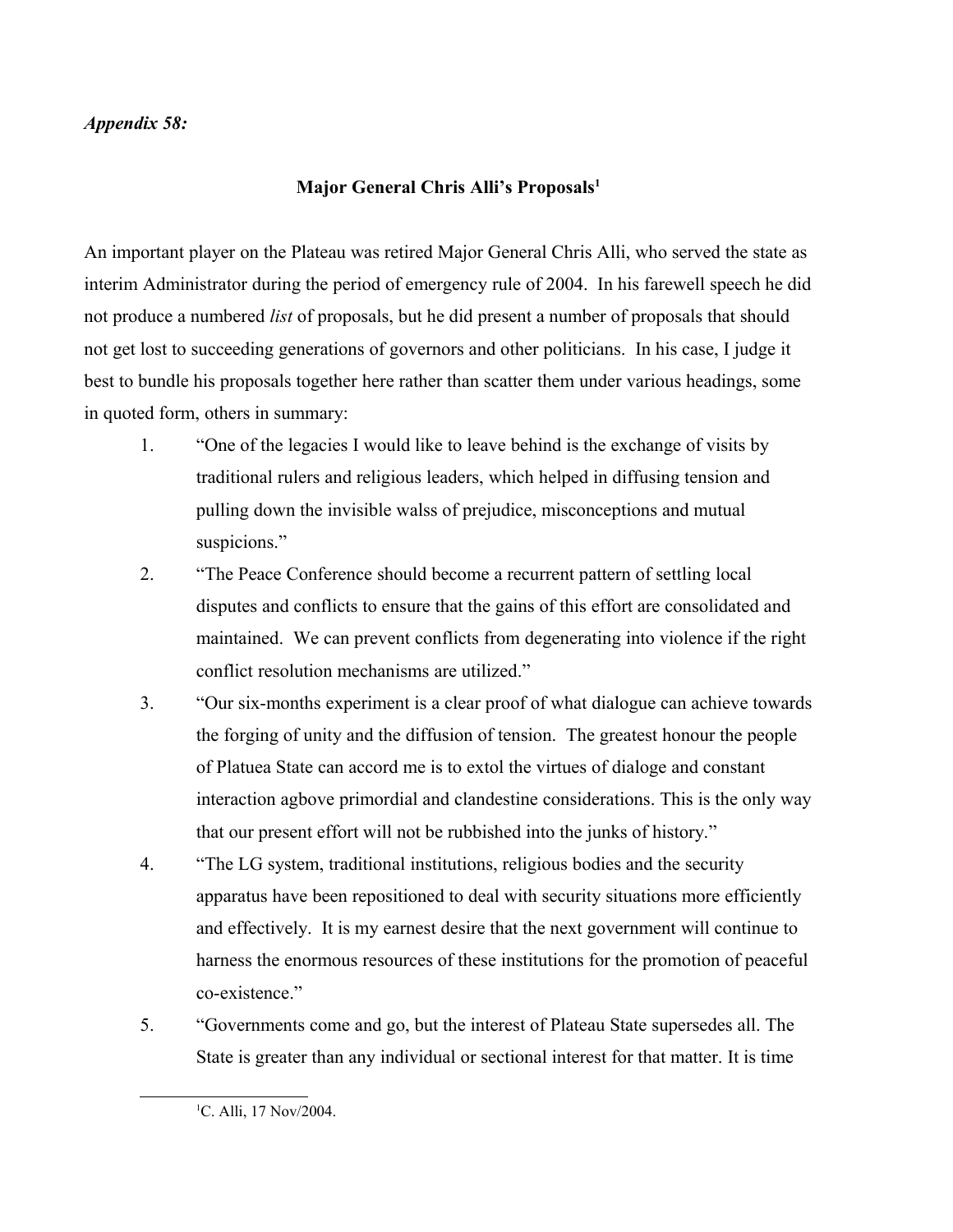*Appendix 58:*

## Major General Chris Alli's Proposals[1]

An important player on the Plateau was retired Major General Chris Alli, who served the state as interim Administrator during the period of emergency rule of 2004. In his farewell speech he did not produce a numbered *list* of proposals, but he did present a number of proposals that should not get lost to succeeding generations of governors and other politicians. In his case, I judge it best to bundle his proposals together here rather than scatter them under various headings, some in quoted form, others in summary:

1. "One of the legacies I would like to leave behind is the exchange of visits by traditional rulers and religious leaders, which helped in diffusing tension and pulling down the invisible walss of prejudice, misconceptions and mutual suspicions."
2. "The Peace Conference should become a recurrent pattern of settling local disputes and conflicts to ensure that the gains of this effort are consolidated and maintained. We can prevent conflicts from degenerating into violence if the right conflict resolution mechanisms are utilized."
3. "Our six-months experiment is a clear proof of what dialogue can achieve towards the forging of unity and the diffusion of tension. The greatest honour the people of Platuea State can accord me is to extol the virtues of dialoge and constant interaction agbove primordial and clandestine considerations. This is the only way that our present effort will not be rubbished into the junks of history."
4. "The LG system, traditional institutions, religious bodies and the security apparatus have been repositioned to deal with security situations more efficiently and effectively. It is my earnest desire that the next government will continue to harness the enormous resources of these institutions for the promotion of peaceful co-existence."
5. "Governments come and go, but the interest of Plateau State supersedes all. The State is greater than any individual or sectional interest for that matter. It is time

[1] C. Alli, 17 Nov/2004.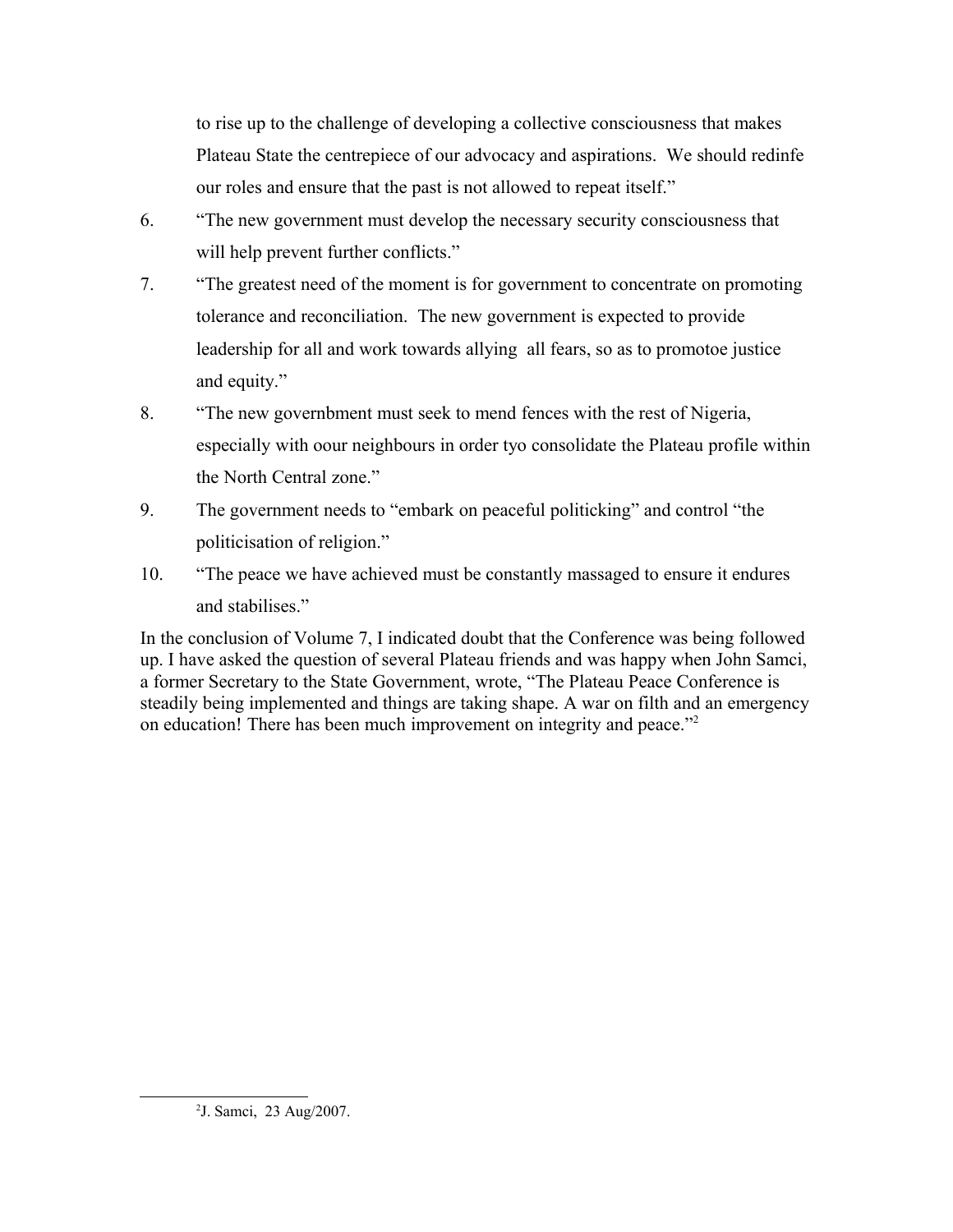to rise up to the challenge of developing a collective consciousness that makes Plateau State the centrepiece of our advocacy and aspirations. We should redinfe our roles and ensure that the past is not allowed to repeat itself."

6. "The new government must develop the necessary security consciousness that will help prevent further conflicts."
7. "The greatest need of the moment is for government to concentrate on promoting tolerance and reconciliation. The new government is expected to provide leadership for all and work towards allying all fears, so as to promotoe justice and equity."
8. "The new governbment must seek to mend fences with the rest of Nigeria, especially with oour neighbours in order tyo consolidate the Plateau profile within the North Central zone."
9. The government needs to "embark on peaceful politicking" and control "the politicisation of religion."
10. "The peace we have achieved must be constantly massaged to ensure it endures and stabilises."

In the conclusion of Volume 7, I indicated doubt that the Conference was being followed up. I have asked the question of several Plateau friends and was happy when John Samci, a former Secretary to the State Government, wrote, "The Plateau Peace Conference is steadily being implemented and things are taking shape. A war on filth and an emergency on education! There has been much improvement on integrity and peace."[2]

[2] J. Samci, 23 Aug/2007.